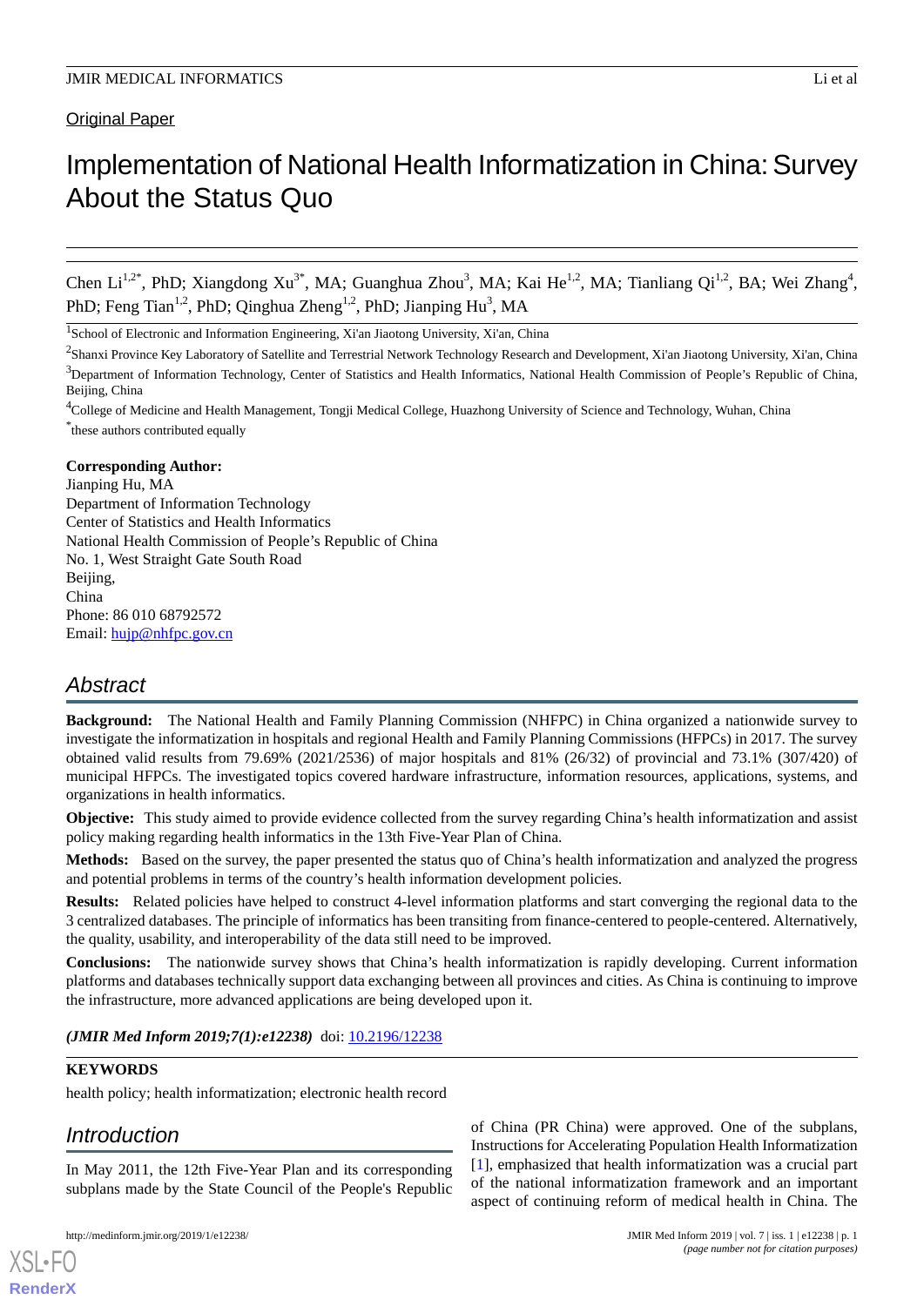Original Paper

# Implementation of National Health Informatization in China: Survey About the Status Quo

Chen Li[1,2*], PhD; Xiangdong Xu[3*], MA; Guanghua Zhou[3], MA; Kai He[1,2], MA; Tianliang Qi[1,2], BA; Wei Zhang[4], PhD; Feng Tian[1,2], PhD; Qinghua Zheng[1,2], PhD; Jianping Hu[3], MA

[1]School of Electronic and Information Engineering, Xi'an Jiaotong University, Xi'an, China

[2]Shanxi Province Key Laboratory of Satellite and Terrestrial Network Technology Research and Development, Xi'an Jiaotong University, Xi'an, China

[3]Department of Information Technology, Center of Statistics and Health Informatics, National Health Commission of People's Republic of China, Beijing, China

[4]College of Medicine and Health Management, Tongji Medical College, Huazhong University of Science and Technology, Wuhan, China

[*]these authors contributed equally

**Corresponding Author:**
Jianping Hu, MA
Department of Information Technology
Center of Statistics and Health Informatics
National Health Commission of People's Republic of China
No. 1, West Straight Gate South Road
Beijing,
China
Phone: 86 010 68792572
Email: hujp@nhfpc.gov.cn

## Abstract

**Background:** The National Health and Family Planning Commission (NHFPC) in China organized a nationwide survey to investigate the informatization in hospitals and regional Health and Family Planning Commissions (HFPCs) in 2017. The survey obtained valid results from 79.69% (2021/2536) of major hospitals and 81% (26/32) of provincial and 73.1% (307/420) of municipal HFPCs. The investigated topics covered hardware infrastructure, information resources, applications, systems, and organizations in health informatics.

**Objective:** This study aimed to provide evidence collected from the survey regarding China's health informatization and assist policy making regarding health informatics in the 13th Five-Year Plan of China.

**Methods:** Based on the survey, the paper presented the status quo of China's health informatization and analyzed the progress and potential problems in terms of the country's health information development policies.

**Results:** Related policies have helped to construct 4-level information platforms and start converging the regional data to the 3 centralized databases. The principle of informatics has been transiting from finance-centered to people-centered. Alternatively, the quality, usability, and interoperability of the data still need to be improved.

**Conclusions:** The nationwide survey shows that China's health informatization is rapidly developing. Current information platforms and databases technically support data exchanging between all provinces and cities. As China is continuing to improve the infrastructure, more advanced applications are being developed upon it.

*(JMIR Med Inform 2019;7(1):e12238)* doi: 10.2196/12238

**KEYWORDS**

health policy; health informatization; electronic health record

## Introduction

In May 2011, the 12th Five-Year Plan and its corresponding subplans made by the State Council of the People's Republic of China (PR China) were approved. One of the subplans, Instructions for Accelerating Population Health Informatization [1], emphasized that health informatization was a crucial part of the national informatization framework and an important aspect of continuing reform of medical health in China. The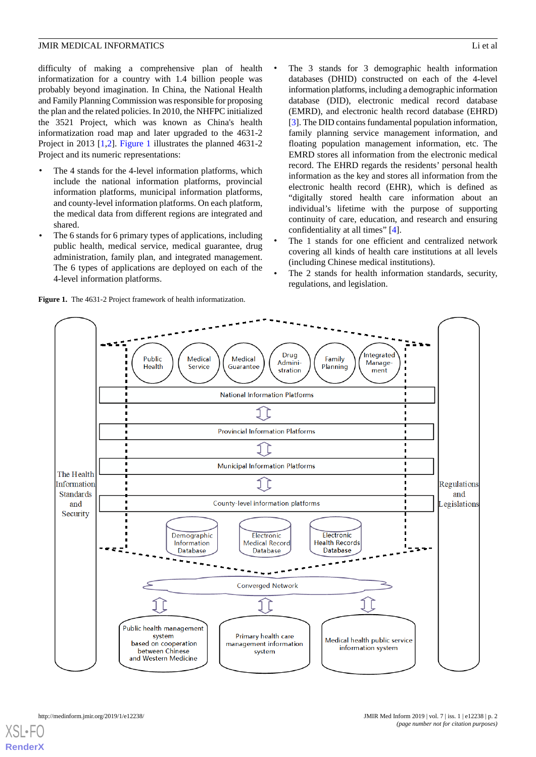difficulty of making a comprehensive plan of health informatization for a country with 1.4 billion people was probably beyond imagination. In China, the National Health and Family Planning Commission was responsible for proposing the plan and the related policies. In 2010, the NHFPC initialized the 3521 Project, which was known as China's health informatization road map and later upgraded to the 4631-2 Project in 2013 [1,2]. Figure 1 illustrates the planned 4631-2 Project and its numeric representations:

- The 4 stands for the 4-level information platforms, which include the national information platforms, provincial information platforms, municipal information platforms, and county-level information platforms. On each platform, the medical data from different regions are integrated and shared.
- The 6 stands for 6 primary types of applications, including public health, medical service, medical guarantee, drug administration, family plan, and integrated management. The 6 types of applications are deployed on each of the 4-level information platforms.
- The 3 stands for 3 demographic health information databases (DHID) constructed on each of the 4-level information platforms, including a demographic information database (DID), electronic medical record database (EMRD), and electronic health record database (EHRD) [3]. The DID contains fundamental population information, family planning service management information, and floating population management information, etc. The EMRD stores all information from the electronic medical record. The EHRD regards the residents' personal health information as the key and stores all information from the electronic health record (EHR), which is defined as "digitally stored health care information about an individual's lifetime with the purpose of supporting continuity of care, education, and research and ensuring confidentiality at all times" [4].
- The 1 stands for one efficient and centralized network covering all kinds of health care institutions at all levels (including Chinese medical institutions).
- The 2 stands for health information standards, security, regulations, and legislation.

**Figure 1.** The 4631-2 Project framework of health informatization.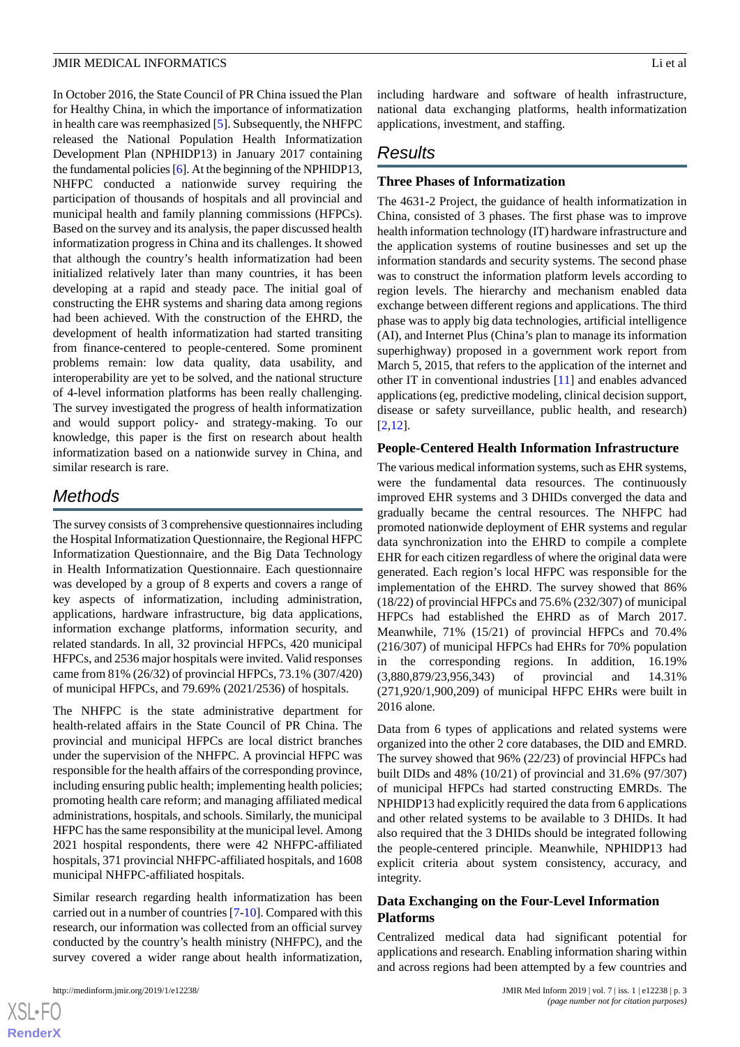In October 2016, the State Council of PR China issued the Plan for Healthy China, in which the importance of informatization in health care was reemphasized [5]. Subsequently, the NHFPC released the National Population Health Informatization Development Plan (NPHIDP13) in January 2017 containing the fundamental policies [6]. At the beginning of the NPHIDP13, NHFPC conducted a nationwide survey requiring the participation of thousands of hospitals and all provincial and municipal health and family planning commissions (HFPCs). Based on the survey and its analysis, the paper discussed health informatization progress in China and its challenges. It showed that although the country's health informatization had been initialized relatively later than many countries, it has been developing at a rapid and steady pace. The initial goal of constructing the EHR systems and sharing data among regions had been achieved. With the construction of the EHRD, the development of health informatization had started transiting from finance-centered to people-centered. Some prominent problems remain: low data quality, data usability, and interoperability are yet to be solved, and the national structure of 4-level information platforms has been really challenging. The survey investigated the progress of health informatization and would support policy- and strategy-making. To our knowledge, this paper is the first on research about health informatization based on a nationwide survey in China, and similar research is rare.

## Methods

The survey consists of 3 comprehensive questionnaires including the Hospital Informatization Questionnaire, the Regional HFPC Informatization Questionnaire, and the Big Data Technology in Health Informatization Questionnaire. Each questionnaire was developed by a group of 8 experts and covers a range of key aspects of informatization, including administration, applications, hardware infrastructure, big data applications, information exchange platforms, information security, and related standards. In all, 32 provincial HFPCs, 420 municipal HFPCs, and 2536 major hospitals were invited. Valid responses came from 81% (26/32) of provincial HFPCs, 73.1% (307/420) of municipal HFPCs, and 79.69% (2021/2536) of hospitals.

The NHFPC is the state administrative department for health-related affairs in the State Council of PR China. The provincial and municipal HFPCs are local district branches under the supervision of the NHFPC. A provincial HFPC was responsible for the health affairs of the corresponding province, including ensuring public health; implementing health policies; promoting health care reform; and managing affiliated medical administrations, hospitals, and schools. Similarly, the municipal HFPC has the same responsibility at the municipal level. Among 2021 hospital respondents, there were 42 NHFPC-affiliated hospitals, 371 provincial NHFPC-affiliated hospitals, and 1608 municipal NHFPC-affiliated hospitals.

Similar research regarding health informatization has been carried out in a number of countries [7-10]. Compared with this research, our information was collected from an official survey conducted by the country's health ministry (NHFPC), and the survey covered a wider range about health informatization, including hardware and software of health infrastructure, national data exchanging platforms, health information applications, investment, and staffing.

## Results

### Three Phases of Informatization

The 4631-2 Project, the guidance of health informatization in China, consisted of 3 phases. The first phase was to improve health information technology (IT) hardware infrastructure and the application systems of routine businesses and set up the information standards and security systems. The second phase was to construct the information platform levels according to region levels. The hierarchy and mechanism enabled data exchange between different regions and applications. The third phase was to apply big data technologies, artificial intelligence (AI), and Internet Plus (China's plan to manage its information superhighway) proposed in a government work report from March 5, 2015, that refers to the application of the internet and other IT in conventional industries [11] and enables advanced applications (eg, predictive modeling, clinical decision support, disease or safety surveillance, public health, and research) [2,12].

### People-Centered Health Information Infrastructure

The various medical information systems, such as EHR systems, were the fundamental data resources. The continuously improved EHR systems and 3 DHIDs converged the data and gradually became the central resources. The NHFPC had promoted nationwide deployment of EHR systems and regular data synchronization into the EHRD to compile a complete EHR for each citizen regardless of where the original data were generated. Each region's local HFPC was responsible for the implementation of the EHRD. The survey showed that 86% (18/22) of provincial HFPCs and 75.6% (232/307) of municipal HFPCs had established the EHRD as of March 2017. Meanwhile, 71% (15/21) of provincial HFPCs and 70.4% (216/307) of municipal HFPCs had EHRs for 70% population in the corresponding regions. In addition, 16.19% (3,880,879/23,956,343) of provincial and 14.31% (271,920/1,900,209) of municipal HFPC EHRs were built in 2016 alone.

Data from 6 types of applications and related systems were organized into the other 2 core databases, the DID and EMRD. The survey showed that 96% (22/23) of provincial HFPCs had built DIDs and 48% (10/21) of provincial and 31.6% (97/307) of municipal HFPCs had started constructing EMRDs. The NPHIDP13 had explicitly required the data from 6 applications and other related systems to be available to 3 DHIDs. It had also required that the 3 DHIDs should be integrated following the people-centered principle. Meanwhile, NPHIDP13 had explicit criteria about system consistency, accuracy, and integrity.

### Data Exchanging on the Four-Level Information Platforms

Centralized medical data had significant potential for applications and research. Enabling information sharing within and across regions had been attempted by a few countries and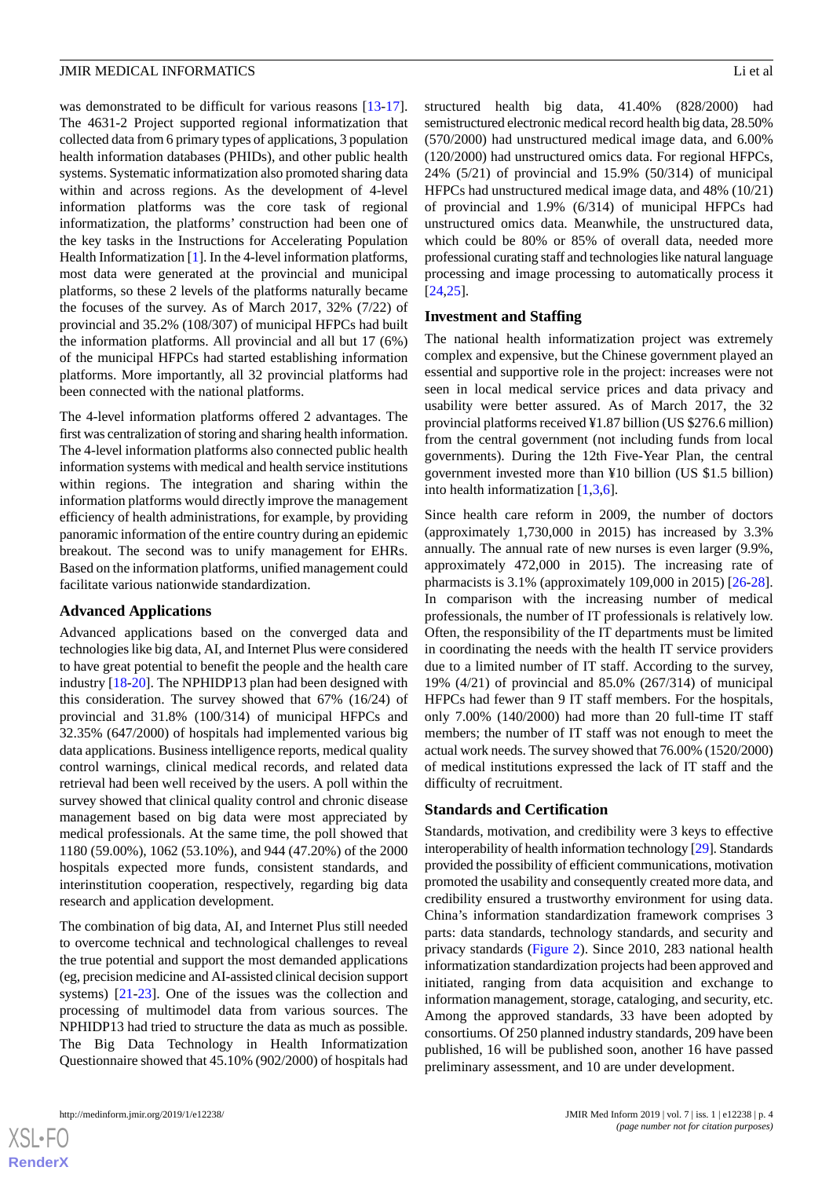was demonstrated to be difficult for various reasons [13-17]. The 4631-2 Project supported regional informatization that collected data from 6 primary types of applications, 3 population health information databases (PHIDs), and other public health systems. Systematic informatization also promoted sharing data within and across regions. As the development of 4-level information platforms was the core task of regional informatization, the platforms' construction had been one of the key tasks in the Instructions for Accelerating Population Health Informatization [1]. In the 4-level information platforms, most data were generated at the provincial and municipal platforms, so these 2 levels of the platforms naturally became the focuses of the survey. As of March 2017, 32% (7/22) of provincial and 35.2% (108/307) of municipal HFPCs had built the information platforms. All provincial and all but 17 (6%) of the municipal HFPCs had started establishing information platforms. More importantly, all 32 provincial platforms had been connected with the national platforms.

The 4-level information platforms offered 2 advantages. The first was centralization of storing and sharing health information. The 4-level information platforms also connected public health information systems with medical and health service institutions within regions. The integration and sharing within the information platforms would directly improve the management efficiency of health administrations, for example, by providing panoramic information of the entire country during an epidemic breakout. The second was to unify management for EHRs. Based on the information platforms, unified management could facilitate various nationwide standardization.

## Advanced Applications

Advanced applications based on the converged data and technologies like big data, AI, and Internet Plus were considered to have great potential to benefit the people and the health care industry [18-20]. The NPHIDP13 plan had been designed with this consideration. The survey showed that 67% (16/24) of provincial and 31.8% (100/314) of municipal HFPCs and 32.35% (647/2000) of hospitals had implemented various big data applications. Business intelligence reports, medical quality control warnings, clinical medical records, and related data retrieval had been well received by the users. A poll within the survey showed that clinical quality control and chronic disease management based on big data were most appreciated by medical professionals. At the same time, the poll showed that 1180 (59.00%), 1062 (53.10%), and 944 (47.20%) of the 2000 hospitals expected more funds, consistent standards, and interinstitution cooperation, respectively, regarding big data research and application development.

The combination of big data, AI, and Internet Plus still needed to overcome technical and technological challenges to reveal the true potential and support the most demanded applications (eg, precision medicine and AI-assisted clinical decision support systems) [21-23]. One of the issues was the collection and processing of multimodel data from various sources. The NPHIDP13 had tried to structure the data as much as possible. The Big Data Technology in Health Informatization Questionnaire showed that 45.10% (902/2000) of hospitals had structured health big data, 41.40% (828/2000) had semistructured electronic medical record health big data, 28.50% (570/2000) had unstructured medical image data, and 6.00% (120/2000) had unstructured omics data. For regional HFPCs, 24% (5/21) of provincial and 15.9% (50/314) of municipal HFPCs had unstructured medical image data, and 48% (10/21) of provincial and 1.9% (6/314) of municipal HFPCs had unstructured omics data. Meanwhile, the unstructured data, which could be 80% or 85% of overall data, needed more professional curating staff and technologies like natural language processing and image processing to automatically process it [24,25].

## Investment and Staffing

The national health informatization project was extremely complex and expensive, but the Chinese government played an essential and supportive role in the project: increases were not seen in local medical service prices and data privacy and usability were better assured. As of March 2017, the 32 provincial platforms received ¥1.87 billion (US $276.6 million) from the central government (not including funds from local governments). During the 12th Five-Year Plan, the central government invested more than ¥10 billion (US $1.5 billion) into health informatization [1,3,6].

Since health care reform in 2009, the number of doctors (approximately 1,730,000 in 2015) has increased by 3.3% annually. The annual rate of new nurses is even larger (9.9%, approximately 472,000 in 2015). The increasing rate of pharmacists is 3.1% (approximately 109,000 in 2015) [26-28]. In comparison with the increasing number of medical professionals, the number of IT professionals is relatively low. Often, the responsibility of the IT departments must be limited in coordinating the needs with the health IT service providers due to a limited number of IT staff. According to the survey, 19% (4/21) of provincial and 85.0% (267/314) of municipal HFPCs had fewer than 9 IT staff members. For the hospitals, only 7.00% (140/2000) had more than 20 full-time IT staff members; the number of IT staff was not enough to meet the actual work needs. The survey showed that 76.00% (1520/2000) of medical institutions expressed the lack of IT staff and the difficulty of recruitment.

## Standards and Certification

Standards, motivation, and credibility were 3 keys to effective interoperability of health information technology [29]. Standards provided the possibility of efficient communications, motivation promoted the usability and consequently created more data, and credibility ensured a trustworthy environment for using data. China's information standardization framework comprises 3 parts: data standards, technology standards, and security and privacy standards (Figure 2). Since 2010, 283 national health informatization standardization projects had been approved and initiated, ranging from data acquisition and exchange to information management, storage, cataloging, and security, etc. Among the approved standards, 33 have been adopted by consortiums. Of 250 planned industry standards, 209 have been published, 16 will be published soon, another 16 have passed preliminary assessment, and 10 are under development.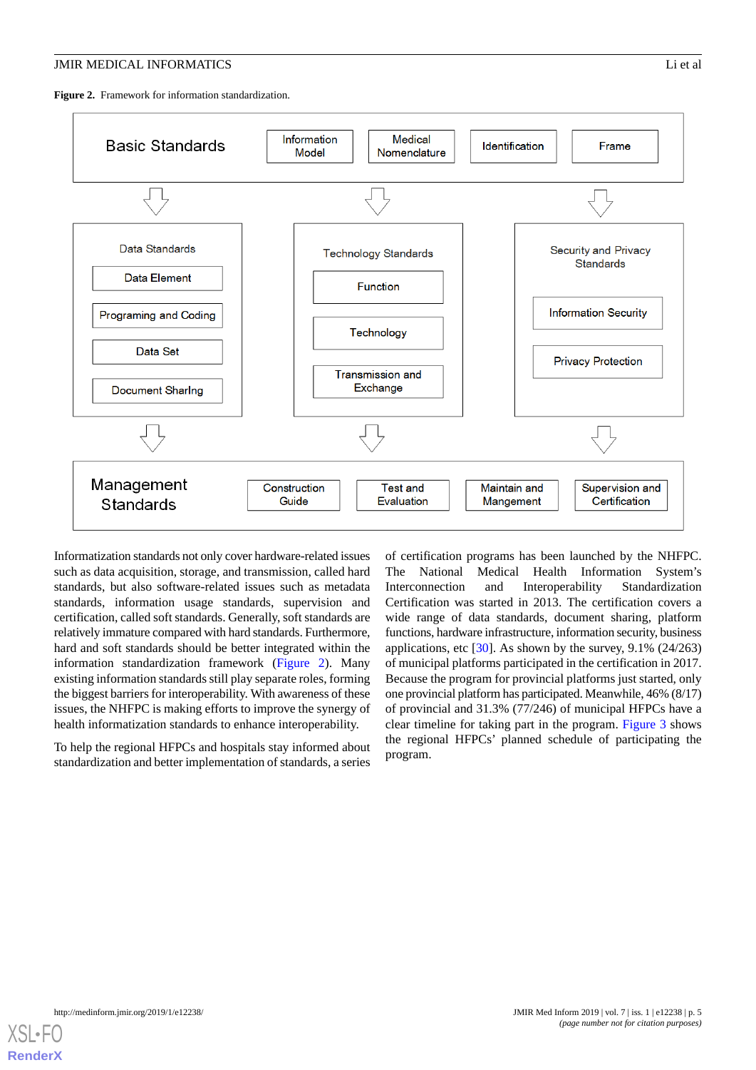**Figure 2.** Framework for information standardization.

Basic Standards: Information Model; Medical Nomenclature; Identification; Frame

Data Standards: Data Element; Programing and Coding; Data Set; Document Sharlng

Technology Standards: Function; Technology; Transmission and Exchange

Security and Privacy Standards: Information Security; Privacy Protection

Management Standards: Construction Guide; Test and Evaluation; Maintain and Mangement; Supervision and Certification

Informatization standards not only cover hardware-related issues such as data acquisition, storage, and transmission, called hard standards, but also software-related issues such as metadata standards, information usage standards, supervision and certification, called soft standards. Generally, soft standards are relatively immature compared with hard standards. Furthermore, hard and soft standards should be better integrated within the information standardization framework (Figure 2). Many existing information standards still play separate roles, forming the biggest barriers for interoperability. With awareness of these issues, the NHFPC is making efforts to improve the synergy of health informatization standards to enhance interoperability.

To help the regional HFPCs and hospitals stay informed about standardization and better implementation of standards, a series of certification programs has been launched by the NHFPC. The National Medical Health Information System's Interconnection and Interoperability Standardization Certification was started in 2013. The certification covers a wide range of data standards, document sharing, platform functions, hardware infrastructure, information security, business applications, etc [30]. As shown by the survey, 9.1% (24/263) of municipal platforms participated in the certification in 2017. Because the program for provincial platforms just started, only one provincial platform has participated. Meanwhile, 46% (8/17) of provincial and 31.3% (77/246) of municipal HFPCs have a clear timeline for taking part in the program. Figure 3 shows the regional HFPCs' planned schedule of participating the program.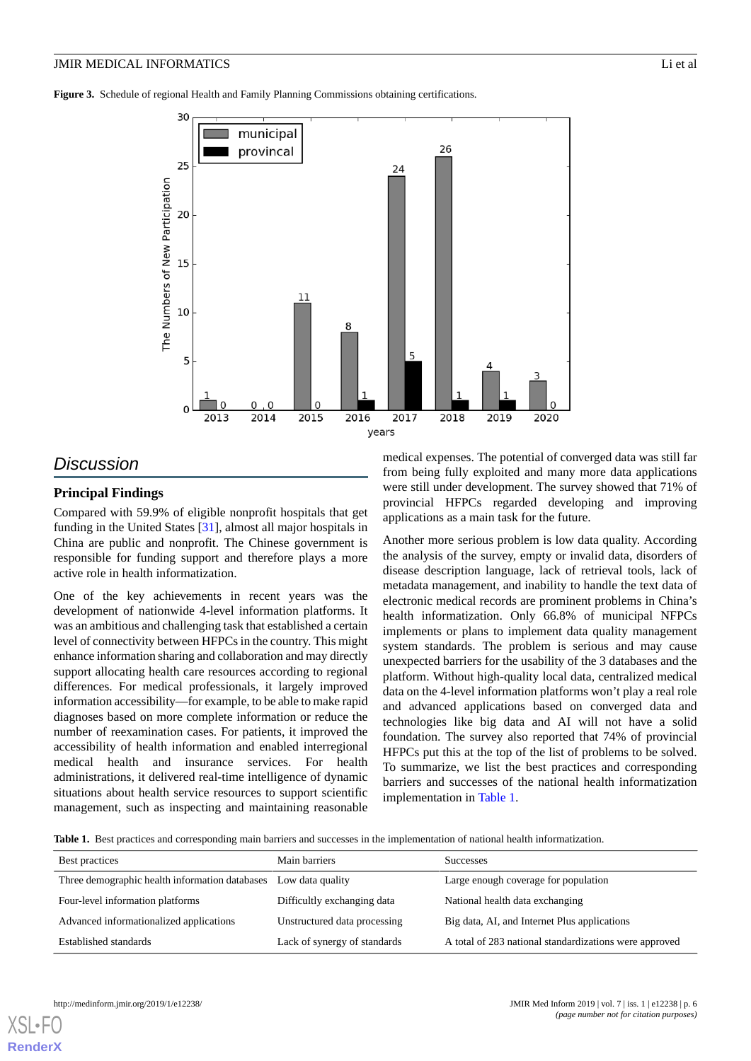**Figure 3.** Schedule of regional Health and Family Planning Commissions obtaining certifications.

## Discussion

### Principal Findings

Compared with 59.9% of eligible nonprofit hospitals that get funding in the United States [31], almost all major hospitals in China are public and nonprofit. The Chinese government is responsible for funding support and therefore plays a more active role in health informatization.

One of the key achievements in recent years was the development of nationwide 4-level information platforms. It was an ambitious and challenging task that established a certain level of connectivity between HFPCs in the country. This might enhance information sharing and collaboration and may directly support allocating health care resources according to regional differences. For medical professionals, it largely improved information accessibility—for example, to be able to make rapid diagnoses based on more complete information or reduce the number of reexamination cases. For patients, it improved the accessibility of health information and enabled interregional medical health and insurance services. For health administrations, it delivered real-time intelligence of dynamic situations about health service resources to support scientific management, such as inspecting and maintaining reasonable medical expenses. The potential of converged data was still far from being fully exploited and many more data applications were still under development. The survey showed that 71% of provincial HFPCs regarded developing and improving applications as a main task for the future.

Another more serious problem is low data quality. According the analysis of the survey, empty or invalid data, disorders of disease description language, lack of retrieval tools, lack of metadata management, and inability to handle the text data of electronic medical records are prominent problems in China's health informatization. Only 66.8% of municipal NFPCs implements or plans to implement data quality management system standards. The problem is serious and may cause unexpected barriers for the usability of the 3 databases and the platform. Without high-quality local data, centralized medical data on the 4-level information platforms won't play a real role and advanced applications based on converged data and technologies like big data and AI will not have a solid foundation. The survey also reported that 74% of provincial HFPCs put this at the top of the list of problems to be solved. To summarize, we list the best practices and corresponding barriers and successes of the national health informatization implementation in Table 1.

**Table 1.** Best practices and corresponding main barriers and successes in the implementation of national health informatization.

| Best practices | Main barriers | Successes |
|---|---|---|
| Three demographic health information databases | Low data quality | Large enough coverage for population |
| Four-level information platforms | Difficultly exchanging data | National health data exchanging |
| Advanced informationalized applications | Unstructured data processing | Big data, AI, and Internet Plus applications |
| Established standards | Lack of synergy of standards | A total of 283 national standardizations were approved |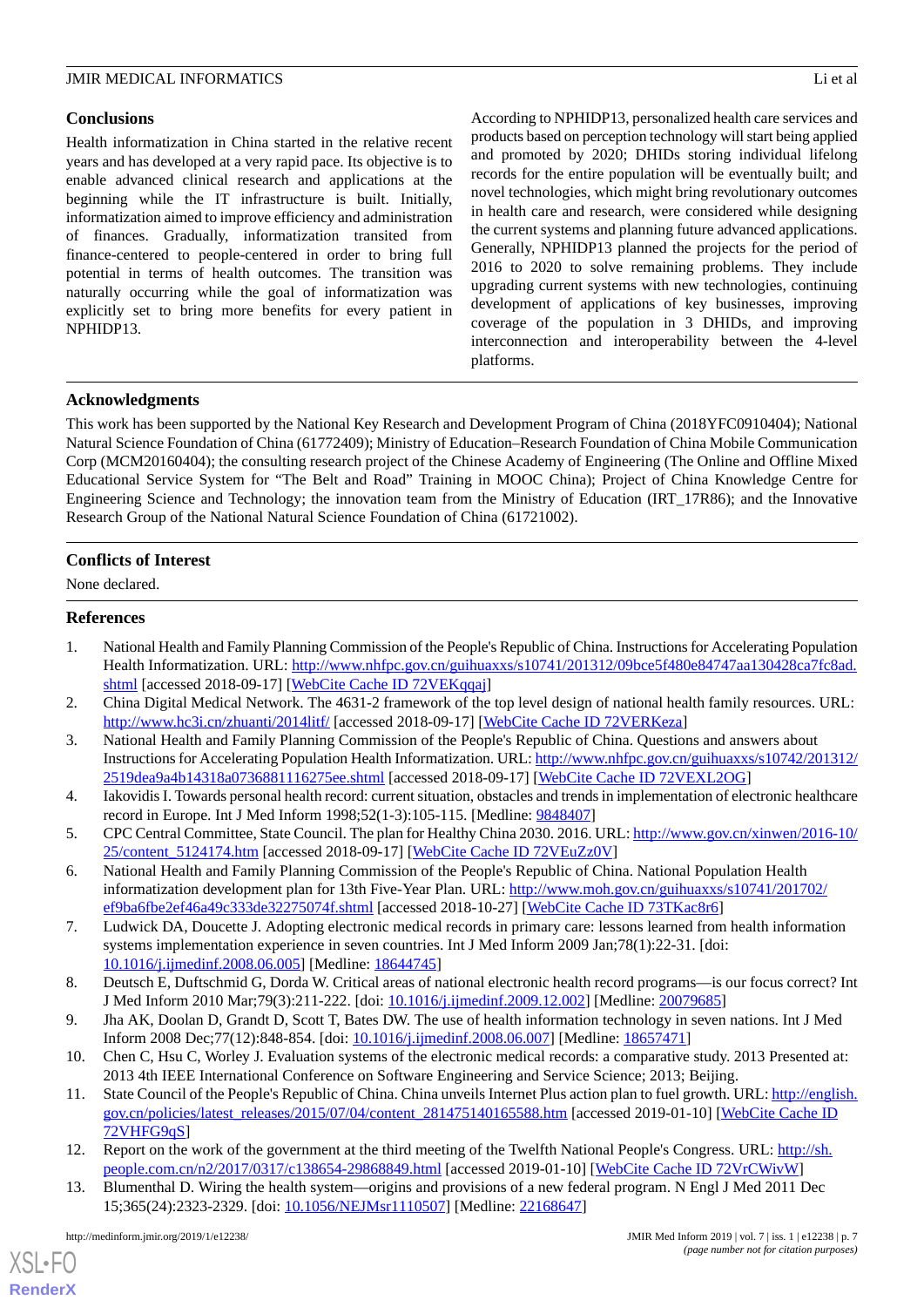## Conclusions

Health informatization in China started in the relative recent years and has developed at a very rapid pace. Its objective is to enable advanced clinical research and applications at the beginning while the IT infrastructure is built. Initially, informatization aimed to improve efficiency and administration of finances. Gradually, informatization transited from finance-centered to people-centered in order to bring full potential in terms of health outcomes. The transition was naturally occurring while the goal of informatization was explicitly set to bring more benefits for every patient in NPHIDP13.

According to NPHIDP13, personalized health care services and products based on perception technology will start being applied and promoted by 2020; DHIDs storing individual lifelong records for the entire population will be eventually built; and novel technologies, which might bring revolutionary outcomes in health care and research, were considered while designing the current systems and planning future advanced applications. Generally, NPHIDP13 planned the projects for the period of 2016 to 2020 to solve remaining problems. They include upgrading current systems with new technologies, continuing development of applications of key businesses, improving coverage of the population in 3 DHIDs, and improving interconnection and interoperability between the 4-level platforms.

## Acknowledgments

This work has been supported by the National Key Research and Development Program of China (2018YFC0910404); National Natural Science Foundation of China (61772409); Ministry of Education–Research Foundation of China Mobile Communication Corp (MCM20160404); the consulting research project of the Chinese Academy of Engineering (The Online and Offline Mixed Educational Service System for "The Belt and Road" Training in MOOC China); Project of China Knowledge Centre for Engineering Science and Technology; the innovation team from the Ministry of Education (IRT_17R86); and the Innovative Research Group of the National Natural Science Foundation of China (61721002).

## Conflicts of Interest

None declared.

## References

1. National Health and Family Planning Commission of the People's Republic of China. Instructions for Accelerating Population Health Informatization. URL: http://www.nhfpc.gov.cn/guihuaxxs/s10741/201312/09bce5f480e84747aa130428ca7fc8ad.shtml [accessed 2018-09-17] [WebCite Cache ID 72VEKqqaj]
2. China Digital Medical Network. The 4631-2 framework of the top level design of national health family resources. URL: http://www.hc3i.cn/zhuanti/2014litf/ [accessed 2018-09-17] [WebCite Cache ID 72VERKeza]
3. National Health and Family Planning Commission of the People's Republic of China. Questions and answers about Instructions for Accelerating Population Health Informatization. URL: http://www.nhfpc.gov.cn/guihuaxxs/s10742/201312/2519dea9a4b14318a0736881116275ee.shtml [accessed 2018-09-17] [WebCite Cache ID 72VEXL2OG]
4. Iakovidis I. Towards personal health record: current situation, obstacles and trends in implementation of electronic healthcare record in Europe. Int J Med Inform 1998;52(1-3):105-115. [Medline: 9848407]
5. CPC Central Committee, State Council. The plan for Healthy China 2030. 2016. URL: http://www.gov.cn/xinwen/2016-10/25/content_5124174.htm [accessed 2018-09-17] [WebCite Cache ID 72VEuZz0V]
6. National Health and Family Planning Commission of the People's Republic of China. National Population Health informatization development plan for 13th Five-Year Plan. URL: http://www.moh.gov.cn/guihuaxxs/s10741/201702/ef9ba6fbe2ef46a49c333de32275074f.shtml [accessed 2018-10-27] [WebCite Cache ID 73TKac8r6]
7. Ludwick DA, Doucette J. Adopting electronic medical records in primary care: lessons learned from health information systems implementation experience in seven countries. Int J Med Inform 2009 Jan;78(1):22-31. [doi: 10.1016/j.ijmedinf.2008.06.005] [Medline: 18644745]
8. Deutsch E, Duftschmid G, Dorda W. Critical areas of national electronic health record programs—is our focus correct? Int J Med Inform 2010 Mar;79(3):211-222. [doi: 10.1016/j.ijmedinf.2009.12.002] [Medline: 20079685]
9. Jha AK, Doolan D, Grandt D, Scott T, Bates DW. The use of health information technology in seven nations. Int J Med Inform 2008 Dec;77(12):848-854. [doi: 10.1016/j.ijmedinf.2008.06.007] [Medline: 18657471]
10. Chen C, Hsu C, Worley J. Evaluation systems of the electronic medical records: a comparative study. 2013 Presented at: 2013 4th IEEE International Conference on Software Engineering and Service Science; 2013; Beijing.
11. State Council of the People's Republic of China. China unveils Internet Plus action plan to fuel growth. URL: http://english.gov.cn/policies/latest_releases/2015/07/04/content_281475140165588.htm [accessed 2019-01-10] [WebCite Cache ID 72VHFG9qS]
12. Report on the work of the government at the third meeting of the Twelfth National People's Congress. URL: http://sh.people.com.cn/n2/2017/0317/c138654-29868849.html [accessed 2019-01-10] [WebCite Cache ID 72VrCWivW]
13. Blumenthal D. Wiring the health system—origins and provisions of a new federal program. N Engl J Med 2011 Dec 15;365(24):2323-2329. [doi: 10.1056/NEJMsr1110507] [Medline: 22168647]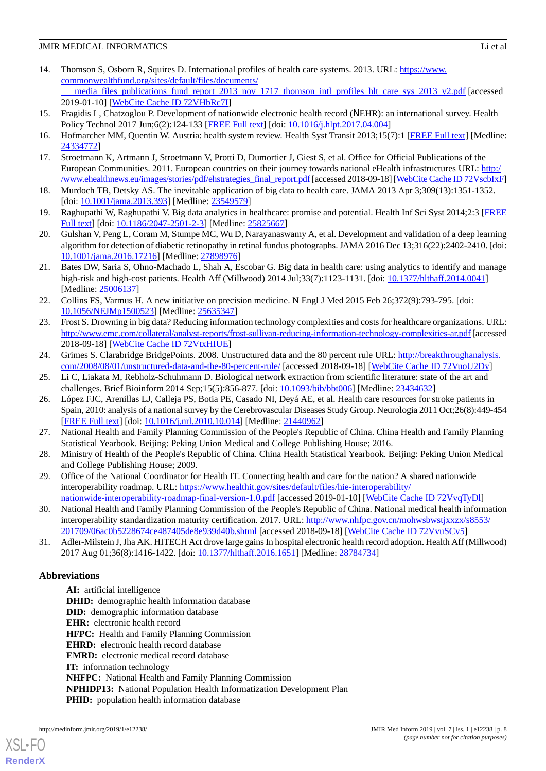14. Thomson S, Osborn R, Squires D. International profiles of health care systems. 2013. URL: https://www.commonwealthfund.org/sites/default/files/documents/___media_files_publications_fund_report_2013_nov_1717_thomson_intl_profiles_hlt_care_sys_2013_v2.pdf [accessed 2019-01-10] [WebCite Cache ID 72VHbRc7I]
15. Fragidis L, Chatzoglou P. Development of nationwide electronic health record (ΝEHR): an international survey. Health Policy Technol 2017 Jun;6(2):124-133 [FREE Full text] [doi: 10.1016/j.hlpt.2017.04.004]
16. Hofmarcher MM, Quentin W. Austria: health system review. Health Syst Transit 2013;15(7):1 [FREE Full text] [Medline: 24334772]
17. Stroetmann K, Artmann J, Stroetmann V, Protti D, Dumortier J, Giest S, et al. Office for Official Publications of the European Communities. 2011. European countries on their journey towards national eHealth infrastructures URL: http://www.ehealthnews.eu/images/stories/pdf/ehstrategies_final_report.pdf [accessed 2018-09-18] [WebCite Cache ID 72VscbIxF]
18. Murdoch TB, Detsky AS. The inevitable application of big data to health care. JAMA 2013 Apr 3;309(13):1351-1352. [doi: 10.1001/jama.2013.393] [Medline: 23549579]
19. Raghupathi W, Raghupathi V. Big data analytics in healthcare: promise and potential. Health Inf Sci Syst 2014;2:3 [FREE Full text] [doi: 10.1186/2047-2501-2-3] [Medline: 25825667]
20. Gulshan V, Peng L, Coram M, Stumpe MC, Wu D, Narayanaswamy A, et al. Development and validation of a deep learning algorithm for detection of diabetic retinopathy in retinal fundus photographs. JAMA 2016 Dec 13;316(22):2402-2410. [doi: 10.1001/jama.2016.17216] [Medline: 27898976]
21. Bates DW, Saria S, Ohno-Machado L, Shah A, Escobar G. Big data in health care: using analytics to identify and manage high-risk and high-cost patients. Health Aff (Millwood) 2014 Jul;33(7):1123-1131. [doi: 10.1377/hlthaff.2014.0041] [Medline: 25006137]
22. Collins FS, Varmus H. A new initiative on precision medicine. N Engl J Med 2015 Feb 26;372(9):793-795. [doi: 10.1056/NEJMp1500523] [Medline: 25635347]
23. Frost S. Drowning in big data? Reducing information technology complexities and costs for healthcare organizations. URL: http://www.emc.com/collateral/analyst-reports/frost-sullivan-reducing-information-technology-complexities-ar.pdf [accessed 2018-09-18] [WebCite Cache ID 72VtxHIUE]
24. Grimes S. Clarabridge BridgePoints. 2008. Unstructured data and the 80 percent rule URL: http://breakthroughanalysis.com/2008/08/01/unstructured-data-and-the-80-percent-rule/ [accessed 2018-09-18] [WebCite Cache ID 72VuoU2Dy]
25. Li C, Liakata M, Rebholz-Schuhmann D. Biological network extraction from scientific literature: state of the art and challenges. Brief Bioinform 2014 Sep;15(5):856-877. [doi: 10.1093/bib/bbt006] [Medline: 23434632]
26. López FJC, Arenillas LJ, Calleja PS, Botia PE, Casado NI, Deyá AE, et al. Health care resources for stroke patients in Spain, 2010: analysis of a national survey by the Cerebrovascular Diseases Study Group. Neurologia 2011 Oct;26(8):449-454 [FREE Full text] [doi: 10.1016/j.nrl.2010.10.014] [Medline: 21440962]
27. National Health and Family Planning Commission of the People's Republic of China. China Health and Family Planning Statistical Yearbook. Beijing: Peking Union Medical and College Publishing House; 2016.
28. Ministry of Health of the People's Republic of China. China Health Statistical Yearbook. Beijing: Peking Union Medical and College Publishing House; 2009.
29. Office of the National Coordinator for Health IT. Connecting health and care for the nation? A shared nationwide interoperability roadmap. URL: https://www.healthit.gov/sites/default/files/hie-interoperability/nationwide-interoperability-roadmap-final-version-1.0.pdf [accessed 2019-01-10] [WebCite Cache ID 72VvqTyDl]
30. National Health and Family Planning Commission of the People's Republic of China. National medical health information interoperability standardization maturity certification. 2017. URL: http://www.nhfpc.gov.cn/mohwsbwstjxxzx/s8553/201709/06ac0b5228674ce487405de8e939d40b.shtml [accessed 2018-09-18] [WebCite Cache ID 72VvuSCv5]
31. Adler-Milstein J, Jha AK. HITECH Act drove large gains In hospital electronic health record adoption. Health Aff (Millwood) 2017 Aug 01;36(8):1416-1422. [doi: 10.1377/hlthaff.2016.1651] [Medline: 28784734]

## Abbreviations

**AI:** artificial intelligence
**DHID:** demographic health information database
**DID:** demographic information database
**EHR:** electronic health record
**HFPC:** Health and Family Planning Commission
**EHRD:** electronic health record database
**EMRD:** electronic medical record database
**IT:** information technology
**NHFPC:** National Health and Family Planning Commission
**NPHIDP13:** National Population Health Informatization Development Plan
**PHID:** population health information database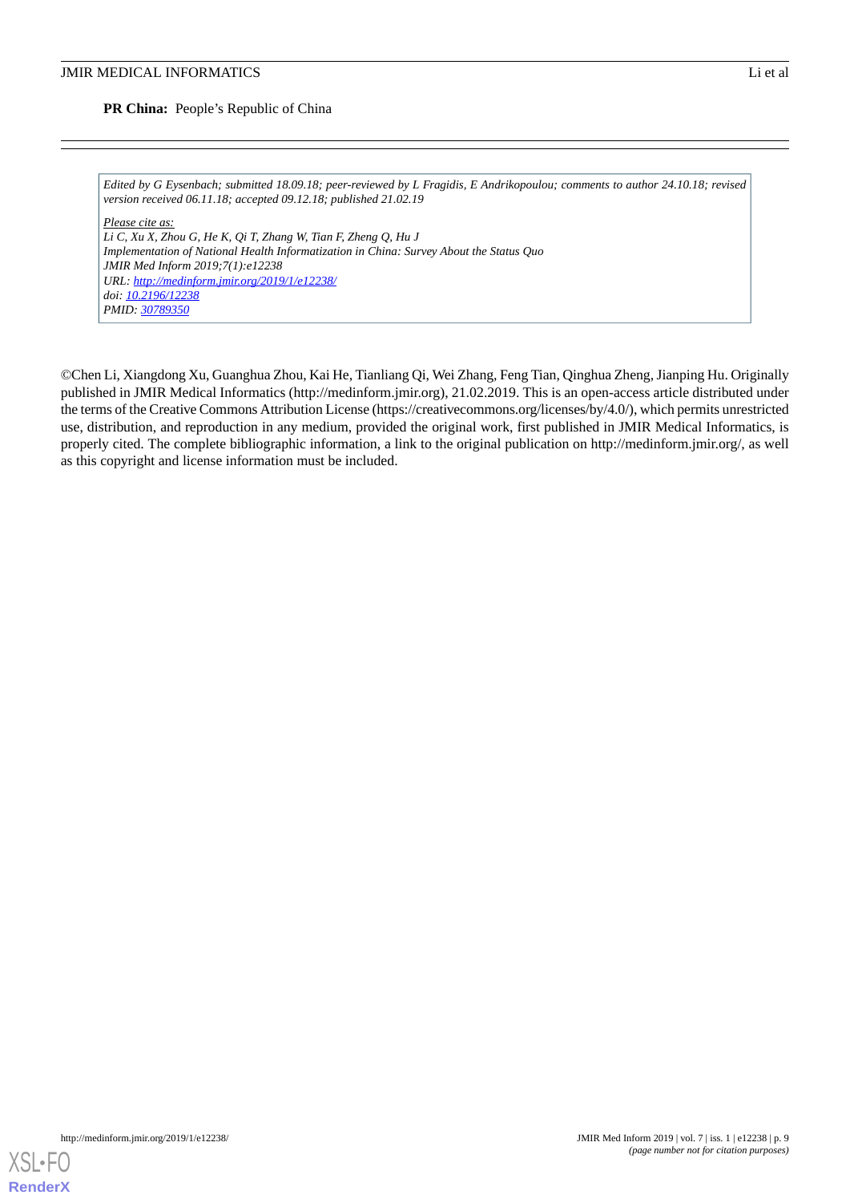**PR China:** People's Republic of China

---

*Edited by G Eysenbach; submitted 18.09.18; peer-reviewed by L Fragidis, E Andrikopoulou; comments to author 24.10.18; revised version received 06.11.18; accepted 09.12.18; published 21.02.19*

*Please cite as:*
*Li C, Xu X, Zhou G, He K, Qi T, Zhang W, Tian F, Zheng Q, Hu J*
*Implementation of National Health Informatization in China: Survey About the Status Quo*
*JMIR Med Inform 2019;7(1):e12238*
*URL: http://medinform.jmir.org/2019/1/e12238/*
*doi: 10.2196/12238*
*PMID: 30789350*

©Chen Li, Xiangdong Xu, Guanghua Zhou, Kai He, Tianliang Qi, Wei Zhang, Feng Tian, Qinghua Zheng, Jianping Hu. Originally published in JMIR Medical Informatics (http://medinform.jmir.org), 21.02.2019. This is an open-access article distributed under the terms of the Creative Commons Attribution License (https://creativecommons.org/licenses/by/4.0/), which permits unrestricted use, distribution, and reproduction in any medium, provided the original work, first published in JMIR Medical Informatics, is properly cited. The complete bibliographic information, a link to the original publication on http://medinform.jmir.org/, as well as this copyright and license information must be included.